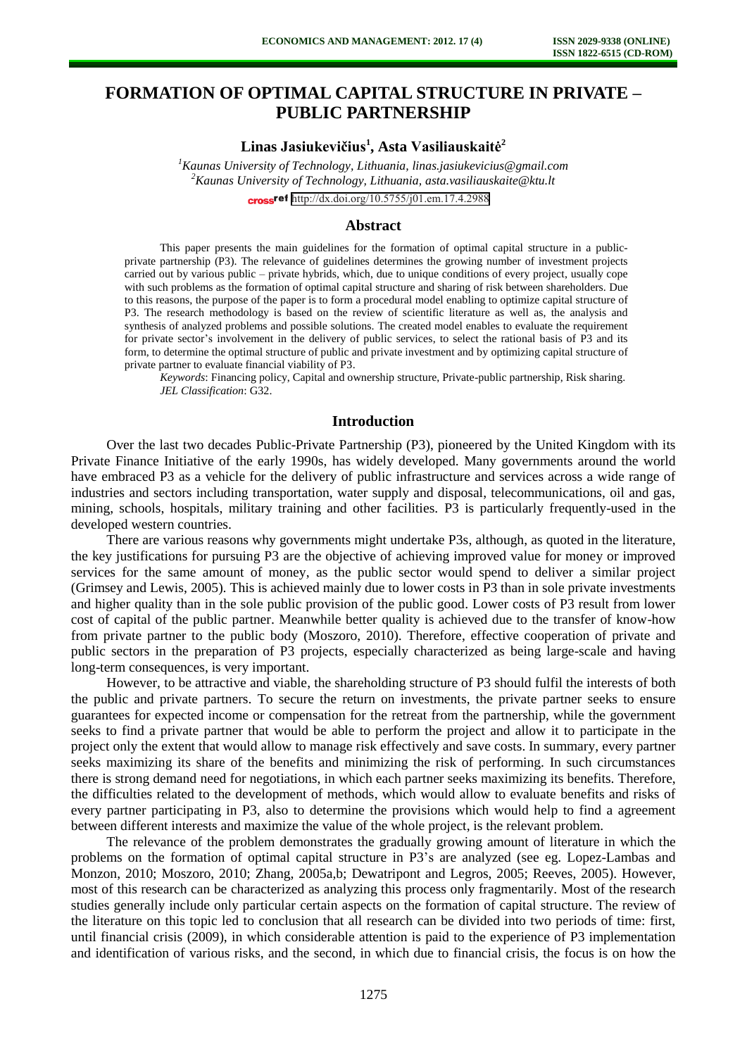# FORMATION OF OPTIMAL CAPITAL STRUCTURE IN PRIVATE – PUBLIC PARTNERSHIP

**Linas Jasiukevičius[1], Asta Vasiliauskaitė[2]**

*[1]Kaunas University of Technology, Lithuania, linas.jasiukevicius@gmail.com*
*[2]Kaunas University of Technology, Lithuania, asta.vasiliauskaite@ktu.lt*

http://dx.doi.org/10.5755/j01.em.17.4.2988

## Abstract

This paper presents the main guidelines for the formation of optimal capital structure in a public-private partnership (P3). The relevance of guidelines determines the growing number of investment projects carried out by various public – private hybrids, which, due to unique conditions of every project, usually cope with such problems as the formation of optimal capital structure and sharing of risk between shareholders. Due to this reasons, the purpose of the paper is to form a procedural model enabling to optimize capital structure of P3. The research methodology is based on the review of scientific literature as well as, the analysis and synthesis of analyzed problems and possible solutions. The created model enables to evaluate the requirement for private sector's involvement in the delivery of public services, to select the rational basis of P3 and its form, to determine the optimal structure of public and private investment and by optimizing capital structure of private partner to evaluate financial viability of P3.

*Keywords*: Financing policy, Capital and ownership structure, Private-public partnership, Risk sharing.
*JEL Classification*: G32.

## Introduction

Over the last two decades Public-Private Partnership (P3), pioneered by the United Kingdom with its Private Finance Initiative of the early 1990s, has widely developed. Many governments around the world have embraced P3 as a vehicle for the delivery of public infrastructure and services across a wide range of industries and sectors including transportation, water supply and disposal, telecommunications, oil and gas, mining, schools, hospitals, military training and other facilities. P3 is particularly frequently-used in the developed western countries.

There are various reasons why governments might undertake P3s, although, as quoted in the literature, the key justifications for pursuing P3 are the objective of achieving improved value for money or improved services for the same amount of money, as the public sector would spend to deliver a similar project (Grimsey and Lewis, 2005). This is achieved mainly due to lower costs in P3 than in sole private investments and higher quality than in the sole public provision of the public good. Lower costs of P3 result from lower cost of capital of the public partner. Meanwhile better quality is achieved due to the transfer of know-how from private partner to the public body (Moszoro, 2010). Therefore, effective cooperation of private and public sectors in the preparation of P3 projects, especially characterized as being large-scale and having long-term consequences, is very important.

However, to be attractive and viable, the shareholding structure of P3 should fulfil the interests of both the public and private partners. To secure the return on investments, the private partner seeks to ensure guarantees for expected income or compensation for the retreat from the partnership, while the government seeks to find a private partner that would be able to perform the project and allow it to participate in the project only the extent that would allow to manage risk effectively and save costs. In summary, every partner seeks maximizing its share of the benefits and minimizing the risk of performing. In such circumstances there is strong demand need for negotiations, in which each partner seeks maximizing its benefits. Therefore, the difficulties related to the development of methods, which would allow to evaluate benefits and risks of every partner participating in P3, also to determine the provisions which would help to find a agreement between different interests and maximize the value of the whole project, is the relevant problem.

The relevance of the problem demonstrates the gradually growing amount of literature in which the problems on the formation of optimal capital structure in P3's are analyzed (see eg. Lopez-Lambas and Monzon, 2010; Moszoro, 2010; Zhang, 2005a,b; Dewatripont and Legros, 2005; Reeves, 2005). However, most of this research can be characterized as analyzing this process only fragmentarily. Most of the research studies generally include only particular certain aspects on the formation of capital structure. The review of the literature on this topic led to conclusion that all research can be divided into two periods of time: first, until financial crisis (2009), in which considerable attention is paid to the experience of P3 implementation and identification of various risks, and the second, in which due to financial crisis, the focus is on how the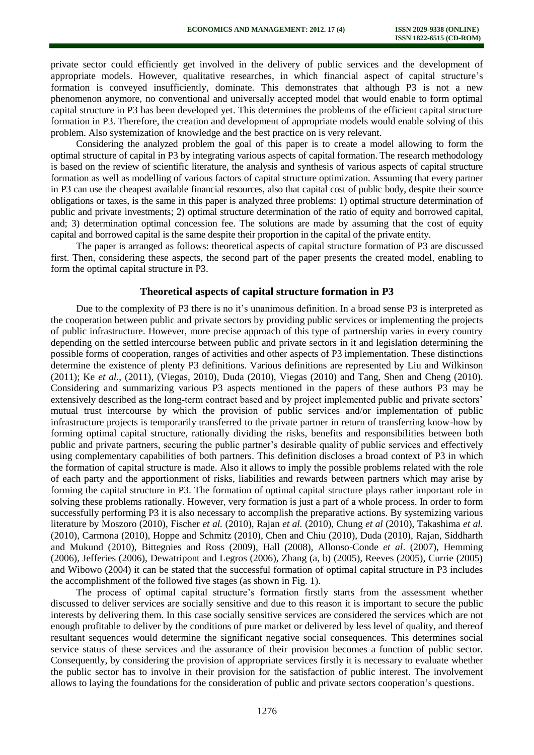private sector could efficiently get involved in the delivery of public services and the development of appropriate models. However, qualitative researches, in which financial aspect of capital structure's formation is conveyed insufficiently, dominate. This demonstrates that although P3 is not a new phenomenon anymore, no conventional and universally accepted model that would enable to form optimal capital structure in P3 has been developed yet. This determines the problems of the efficient capital structure formation in P3. Therefore, the creation and development of appropriate models would enable solving of this problem. Also systemization of knowledge and the best practice on is very relevant.

Considering the analyzed problem the goal of this paper is to create a model allowing to form the optimal structure of capital in P3 by integrating various aspects of capital formation. The research methodology is based on the review of scientific literature, the analysis and synthesis of various aspects of capital structure formation as well as modelling of various factors of capital structure optimization. Assuming that every partner in P3 can use the cheapest available financial resources, also that capital cost of public body, despite their source obligations or taxes, is the same in this paper is analyzed three problems: 1) optimal structure determination of public and private investments; 2) optimal structure determination of the ratio of equity and borrowed capital, and; 3) determination optimal concession fee. The solutions are made by assuming that the cost of equity capital and borrowed capital is the same despite their proportion in the capital of the private entity.

The paper is arranged as follows: theoretical aspects of capital structure formation of P3 are discussed first. Then, considering these aspects, the second part of the paper presents the created model, enabling to form the optimal capital structure in P3.

## Theoretical aspects of capital structure formation in P3

Due to the complexity of P3 there is no it's unanimous definition. In a broad sense P3 is interpreted as the cooperation between public and private sectors by providing public services or implementing the projects of public infrastructure. However, more precise approach of this type of partnership varies in every country depending on the settled intercourse between public and private sectors in it and legislation determining the possible forms of cooperation, ranges of activities and other aspects of P3 implementation. These distinctions determine the existence of plenty P3 definitions. Various definitions are represented by Liu and Wilkinson (2011); Ke *et al*., (2011), (Viegas, 2010), Duda (2010), Viegas (2010) and Tang, Shen and Cheng (2010). Considering and summarizing various P3 aspects mentioned in the papers of these authors P3 may be extensively described as the long-term contract based and by project implemented public and private sectors' mutual trust intercourse by which the provision of public services and/or implementation of public infrastructure projects is temporarily transferred to the private partner in return of transferring know-how by forming optimal capital structure, rationally dividing the risks, benefits and responsibilities between both public and private partners, securing the public partner's desirable quality of public services and effectively using complementary capabilities of both partners. This definition discloses a broad context of P3 in which the formation of capital structure is made. Also it allows to imply the possible problems related with the role of each party and the apportionment of risks, liabilities and rewards between partners which may arise by forming the capital structure in P3. The formation of optimal capital structure plays rather important role in solving these problems rationally. However, very formation is just a part of a whole process. In order to form successfully performing P3 it is also necessary to accomplish the preparative actions. By systemizing various literature by Moszoro (2010), Fischer *et al.* (2010), Rajan *et al.* (2010), Chung *et al* (2010), Takashima *et al.* (2010), Carmona (2010), Hoppe and Schmitz (2010), Chen and Chiu (2010), Duda (2010), Rajan, Siddharth and Mukund (2010), Bittegnies and Ross (2009), Hall (2008), Allonso-Conde *et al*. (2007), Hemming (2006), Jefferies (2006), Dewatripont and Legros (2006), Zhang (a, b) (2005), Reeves (2005), Currie (2005) and Wibowo (2004) it can be stated that the successful formation of optimal capital structure in P3 includes the accomplishment of the followed five stages (as shown in Fig. 1).

The process of optimal capital structure's formation firstly starts from the assessment whether discussed to deliver services are socially sensitive and due to this reason it is important to secure the public interests by delivering them. In this case socially sensitive services are considered the services which are not enough profitable to deliver by the conditions of pure market or delivered by less level of quality, and thereof resultant sequences would determine the significant negative social consequences. This determines social service status of these services and the assurance of their provision becomes a function of public sector. Consequently, by considering the provision of appropriate services firstly it is necessary to evaluate whether the public sector has to involve in their provision for the satisfaction of public interest. The involvement allows to laying the foundations for the consideration of public and private sectors cooperation's questions.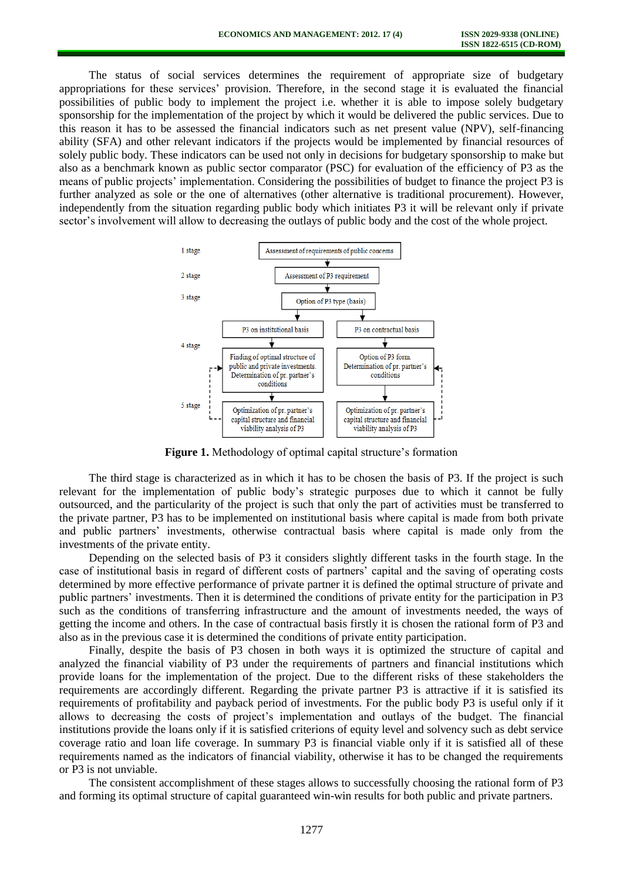The status of social services determines the requirement of appropriate size of budgetary appropriations for these services' provision. Therefore, in the second stage it is evaluated the financial possibilities of public body to implement the project i.e. whether it is able to impose solely budgetary sponsorship for the implementation of the project by which it would be delivered the public services. Due to this reason it has to be assessed the financial indicators such as net present value (NPV), self-financing ability (SFA) and other relevant indicators if the projects would be implemented by financial resources of solely public body. These indicators can be used not only in decisions for budgetary sponsorship to make but also as a benchmark known as public sector comparator (PSC) for evaluation of the efficiency of P3 as the means of public projects' implementation. Considering the possibilities of budget to finance the project P3 is further analyzed as sole or the one of alternatives (other alternative is traditional procurement). However, independently from the situation regarding public body which initiates P3 it will be relevant only if private sector's involvement will allow to decreasing the outlays of public body and the cost of the whole project.

**Figure 1.** Methodology of optimal capital structure's formation

The third stage is characterized as in which it has to be chosen the basis of P3. If the project is such relevant for the implementation of public body's strategic purposes due to which it cannot be fully outsourced, and the particularity of the project is such that only the part of activities must be transferred to the private partner, P3 has to be implemented on institutional basis where capital is made from both private and public partners' investments, otherwise contractual basis where capital is made only from the investments of the private entity.

Depending on the selected basis of P3 it considers slightly different tasks in the fourth stage. In the case of institutional basis in regard of different costs of partners' capital and the saving of operating costs determined by more effective performance of private partner it is defined the optimal structure of private and public partners' investments. Then it is determined the conditions of private entity for the participation in P3 such as the conditions of transferring infrastructure and the amount of investments needed, the ways of getting the income and others. In the case of contractual basis firstly it is chosen the rational form of P3 and also as in the previous case it is determined the conditions of private entity participation.

Finally, despite the basis of P3 chosen in both ways it is optimized the structure of capital and analyzed the financial viability of P3 under the requirements of partners and financial institutions which provide loans for the implementation of the project. Due to the different risks of these stakeholders the requirements are accordingly different. Regarding the private partner P3 is attractive if it is satisfied its requirements of profitability and payback period of investments. For the public body P3 is useful only if it allows to decreasing the costs of project's implementation and outlays of the budget. The financial institutions provide the loans only if it is satisfied criterions of equity level and solvency such as debt service coverage ratio and loan life coverage. In summary P3 is financial viable only if it is satisfied all of these requirements named as the indicators of financial viability, otherwise it has to be changed the requirements or P3 is not unviable.

The consistent accomplishment of these stages allows to successfully choosing the rational form of P3 and forming its optimal structure of capital guaranteed win-win results for both public and private partners.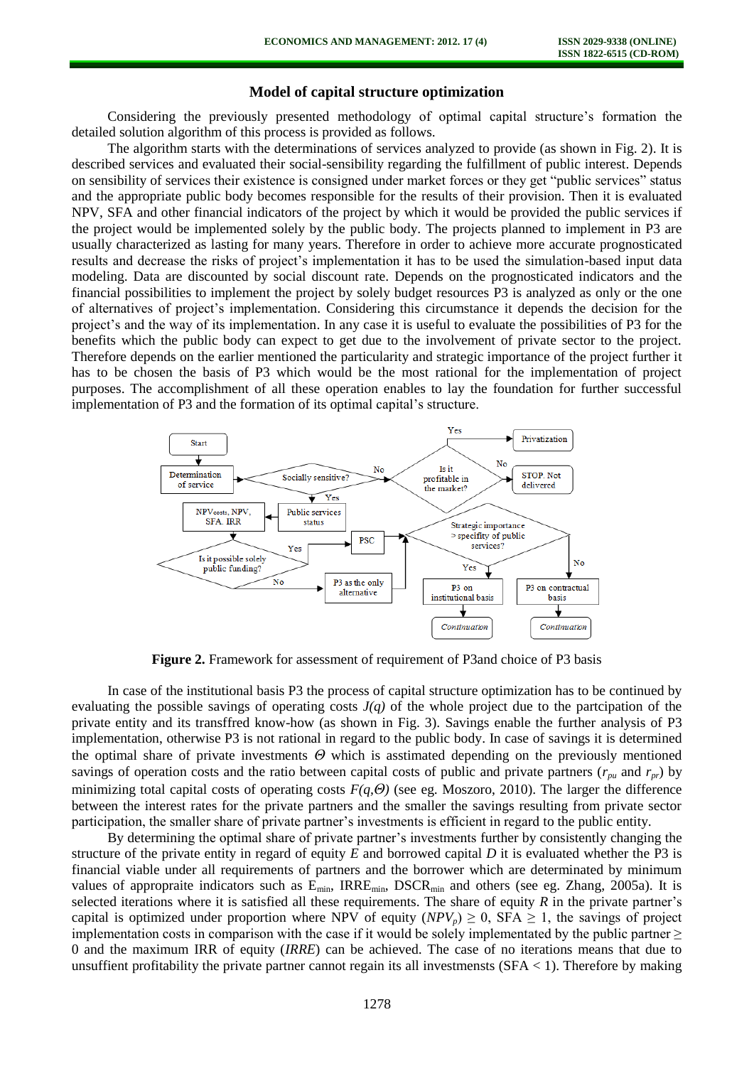## Model of capital structure optimization

Considering the previously presented methodology of optimal capital structure's formation the detailed solution algorithm of this process is provided as follows.

The algorithm starts with the determinations of services analyzed to provide (as shown in Fig. 2). It is described services and evaluated their social-sensibility regarding the fulfillment of public interest. Depends on sensibility of services their existence is consigned under market forces or they get "public services" status and the appropriate public body becomes responsible for the results of their provision. Then it is evaluated NPV, SFA and other financial indicators of the project by which it would be provided the public services if the project would be implemented solely by the public body. The projects planned to implement in P3 are usually characterized as lasting for many years. Therefore in order to achieve more accurate prognosticated results and decrease the risks of project's implementation it has to be used the simulation-based input data modeling. Data are discounted by social discount rate. Depends on the prognosticated indicators and the financial possibilities to implement the project by solely budget resources P3 is analyzed as only or the one of alternatives of project's implementation. Considering this circumstance it depends the decision for the project's and the way of its implementation. In any case it is useful to evaluate the possibilities of P3 for the benefits which the public body can expect to get due to the involvement of private sector to the project. Therefore depends on the earlier mentioned the particularity and strategic importance of the project further it has to be chosen the basis of P3 which would be the most rational for the implementation of project purposes. The accomplishment of all these operation enables to lay the foundation for further successful implementation of P3 and the formation of its optimal capital's structure.

**Figure 2.** Framework for assessment of requirement of P3and choice of P3 basis

In case of the institutional basis P3 the process of capital structure optimization has to be continued by evaluating the possible savings of operating costs $J(q)$ of the whole project due to the partcipation of the private entity and its transffred know-how (as shown in Fig. 3). Savings enable the further analysis of P3 implementation, otherwise P3 is not rational in regard to the public body. In case of savings it is determined the optimal share of private investments $\Theta$ which is asstimated depending on the previously mentioned savings of operation costs and the ratio between capital costs of public and private partners ($r_{pu}$ and $r_{pr}$) by minimizing total capital costs of operating costs $F(q,\Theta)$ (see eg. Moszoro, 2010). The larger the difference between the interest rates for the private partners and the smaller the savings resulting from private sector participation, the smaller share of private partner's investments is efficient in regard to the public entity.

By determining the optimal share of private partner's investments further by consistently changing the structure of the private entity in regard of equity *E* and borrowed capital *D* it is evaluated whether the P3 is financial viable under all requirements of partners and the borrower which are determined by minimum values of appropraite indicators such as $E_{min}$, $IRRE_{min}$, $DSCR_{min}$ and others (see eg. Zhang, 2005a). It is selected iterations where it is satisfied all these requirements. The share of equity *R* in the private partner's capital is optimized under proportion where NPV of equity ($NPV_p$) $\geq 0$, SFA $\geq 1$, the savings of project implementation costs in comparison with the case if it would be solely implementated by the public partner $\geq 0$ and the maximum IRR of equity (*IRRE*) can be achieved. The case of no iterations means that due to unsuffient profitability the private partner cannot regain its all investmensts (SFA $< 1$). Therefore by making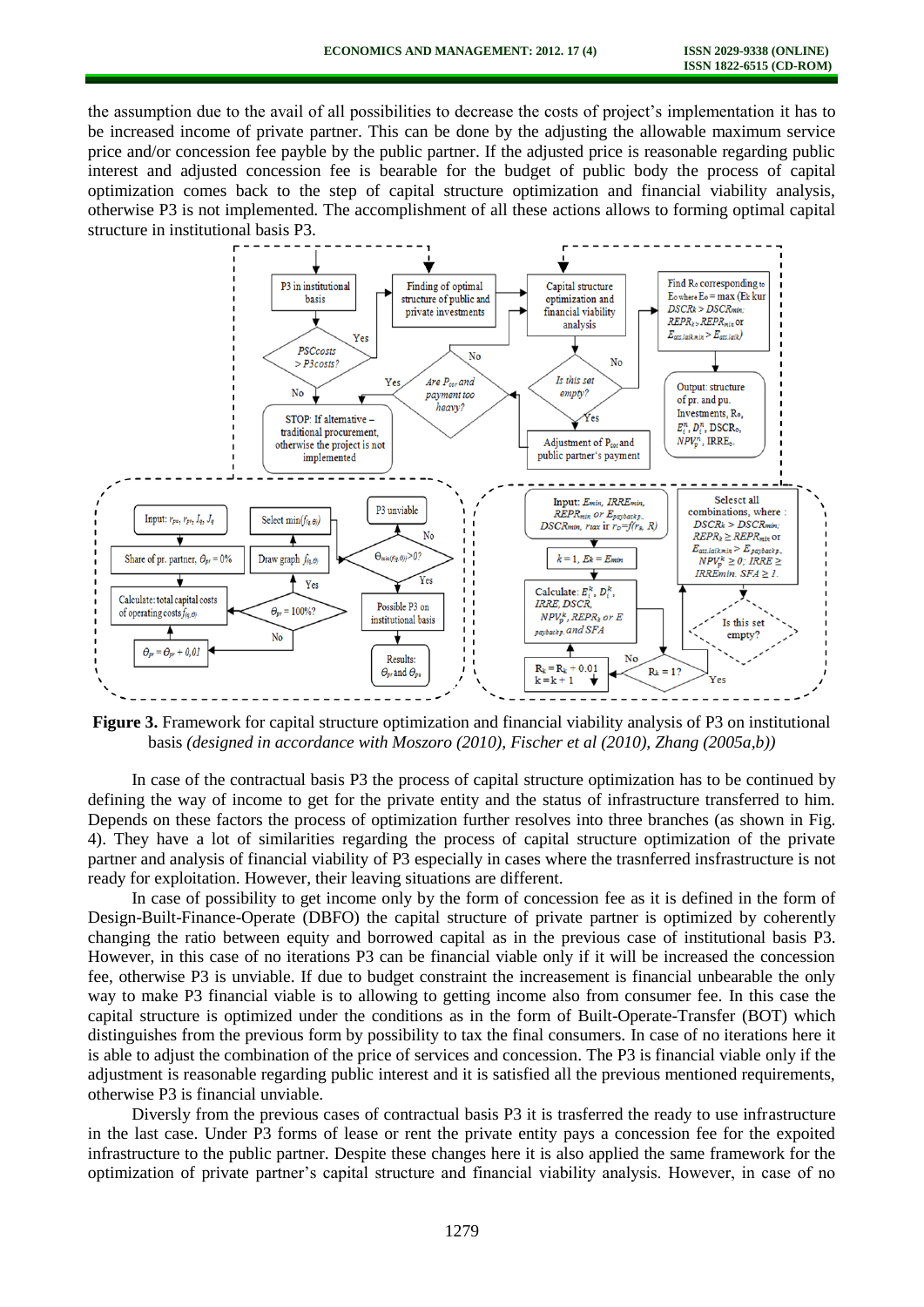the assumption due to the avail of all possibilities to decrease the costs of project's implementation it has to be increased income of private partner. This can be done by the adjusting the allowable maximum service price and/or concession fee payble by the public partner. If the adjusted price is reasonable regarding public interest and adjusted concession fee is bearable for the budget of public body the process of capital optimization comes back to the step of capital structure optimization and financial viability analysis, otherwise P3 is not implemented. The accomplishment of all these actions allows to forming optimal capital structure in institutional basis P3.

**Figure 3.** Framework for capital structure optimization and financial viability analysis of P3 on institutional basis *(designed in accordance with Moszoro (2010), Fischer et al (2010), Zhang (2005a,b))*

In case of the contractual basis P3 the process of capital structure optimization has to be continued by defining the way of income to get for the private entity and the status of infrastructure transferred to him. Depends on these factors the process of optimization further resolves into three branches (as shown in Fig. 4). They have a lot of similarities regarding the process of capital structure optimization of the private partner and analysis of financial viability of P3 especially in cases where the trasnferred insfrastructure is not ready for exploitation. However, their leaving situations are different.

In case of possibility to get income only by the form of concession fee as it is defined in the form of Design-Built-Finance-Operate (DBFO) the capital structure of private partner is optimized by coherently changing the ratio between equity and borrowed capital as in the previous case of institutional basis P3. However, in this case of no iterations P3 can be financial viable only if it will be increased the concession fee, otherwise P3 is unviable. If due to budget constraint the increasement is financial unbearable the only way to make P3 financial viable is to allowing to getting income also from consumer fee. In this case the capital structure is optimized under the conditions as in the form of Built-Operate-Transfer (BOT) which distinguishes from the previous form by possibility to tax the final consumers. In case of no iterations here it is able to adjust the combination of the price of services and concession. The P3 is financial viable only if the adjustment is reasonable regarding public interest and it is satisfied all the previous mentioned requirements, otherwise P3 is financial unviable.

Diversly from the previous cases of contractual basis P3 it is trasferred the ready to use infrastructure in the last case. Under P3 forms of lease or rent the private entity pays a concession fee for the expoited infrastructure to the public partner. Despite these changes here it is also applied the same framework for the optimization of private partner's capital structure and financial viability analysis. However, in case of no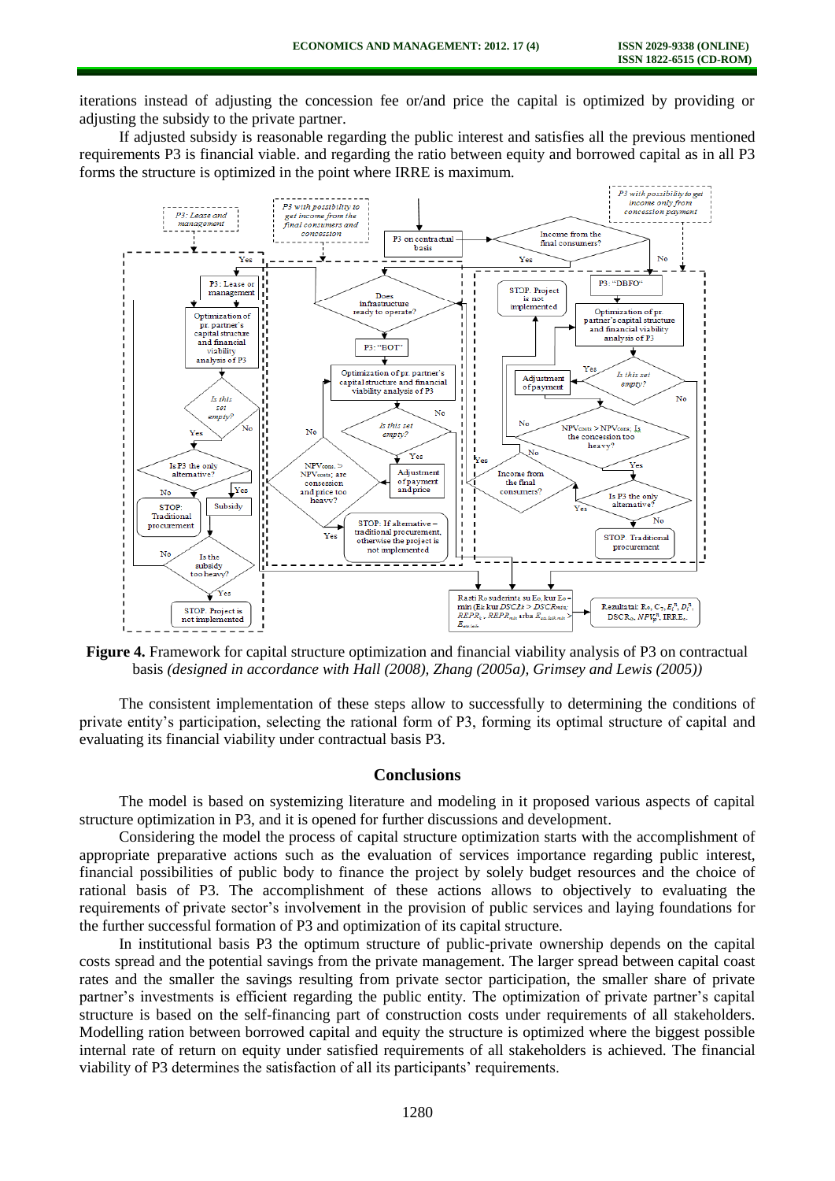iterations instead of adjusting the concession fee or/and price the capital is optimized by providing or adjusting the subsidy to the private partner.

If adjusted subsidy is reasonable regarding the public interest and satisfies all the previous mentioned requirements P3 is financial viable. and regarding the ratio between equity and borrowed capital as in all P3 forms the structure is optimized in the point where IRRE is maximum.

**Figure 4.** Framework for capital structure optimization and financial viability analysis of P3 on contractual basis *(designed in accordance with Hall (2008), Zhang (2005a), Grimsey and Lewis (2005))*

The consistent implementation of these steps allow to successfully to determining the conditions of private entity's participation, selecting the rational form of P3, forming its optimal structure of capital and evaluating its financial viability under contractual basis P3.

## Conclusions

The model is based on systemizing literature and modeling in it proposed various aspects of capital structure optimization in P3, and it is opened for further discussions and development.

Considering the model the process of capital structure optimization starts with the accomplishment of appropriate preparative actions such as the evaluation of services importance regarding public interest, financial possibilities of public body to finance the project by solely budget resources and the choice of rational basis of P3. The accomplishment of these actions allows to objectively to evaluating the requirements of private sector's involvement in the provision of public services and laying foundations for the further successful formation of P3 and optimization of its capital structure.

In institutional basis P3 the optimum structure of public-private ownership depends on the capital costs spread and the potential savings from the private management. The larger spread between capital coast rates and the smaller the savings resulting from private sector participation, the smaller share of private partner's investments is efficient regarding the public entity. The optimization of private partner's capital structure is based on the self-financing part of construction costs under requirements of all stakeholders. Modelling ration between borrowed capital and equity the structure is optimized where the biggest possible internal rate of return on equity under satisfied requirements of all stakeholders is achieved. The financial viability of P3 determines the satisfaction of all its participants' requirements.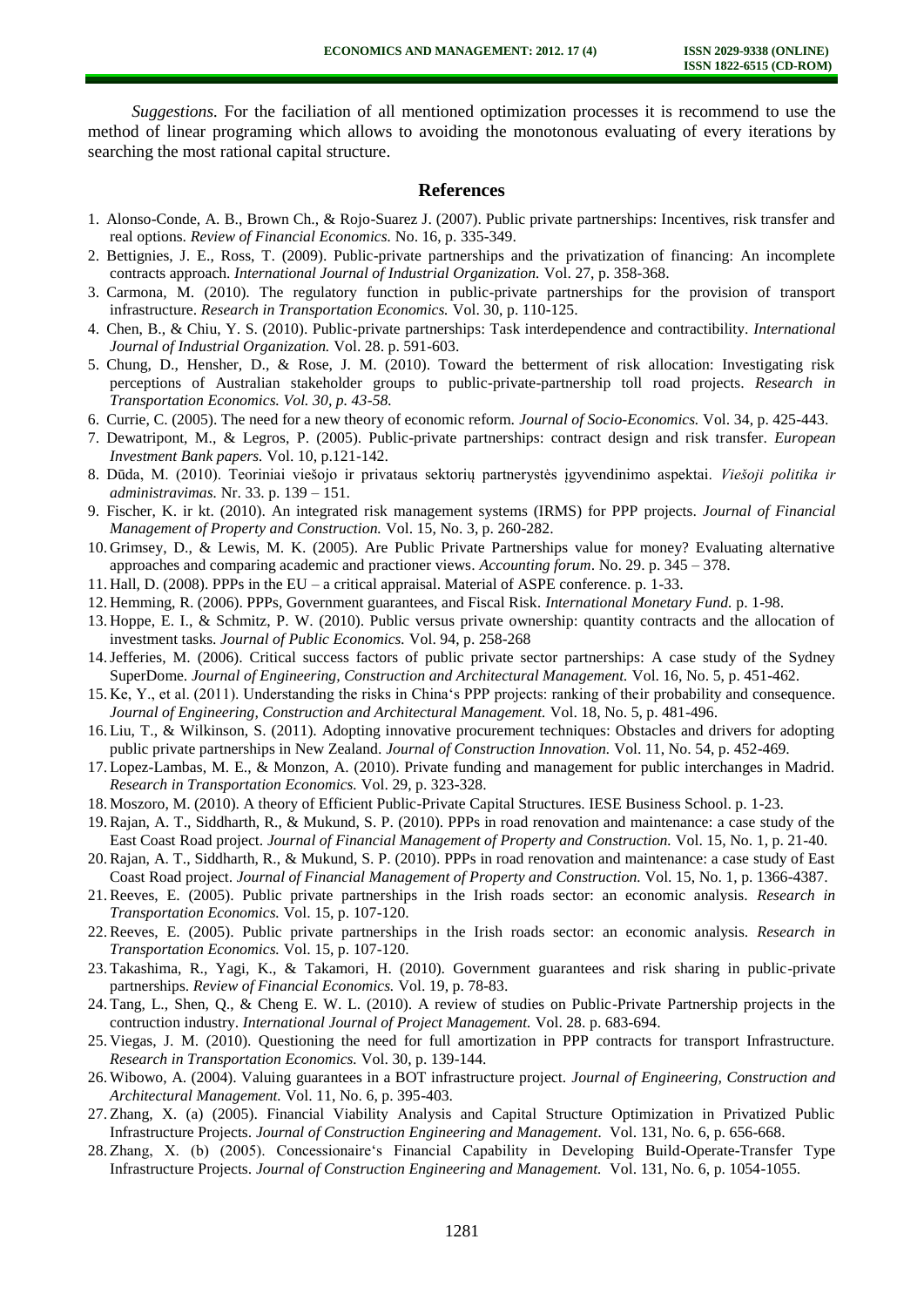*Suggestions.* For the faciliation of all mentioned optimization processes it is recommend to use the method of linear programing which allows to avoiding the monotonous evaluating of every iterations by searching the most rational capital structure.

## References

1. Alonso-Conde, A. B., Brown Ch., & Rojo-Suarez J. (2007). Public private partnerships: Incentives, risk transfer and real options. *Review of Financial Economics.* No. 16, p. 335-349.
2. Bettignies, J. E., Ross, T. (2009). Public-private partnerships and the privatization of financing: An incomplete contracts approach. *International Journal of Industrial Organization.* Vol. 27, p. 358-368.
3. Carmona, M. (2010). The regulatory function in public-private partnerships for the provision of transport infrastructure. *Research in Transportation Economics.* Vol. 30, p. 110-125.
4. Chen, B., & Chiu, Y. S. (2010). Public-private partnerships: Task interdependence and contractibility. *International Journal of Industrial Organization.* Vol. 28. p. 591-603.
5. Chung, D., Hensher, D., & Rose, J. M. (2010). Toward the betterment of risk allocation: Investigating risk perceptions of Australian stakeholder groups to public-private-partnership toll road projects. *Research in Transportation Economics. Vol. 30, p. 43-58.*
6. Currie, C. (2005). The need for a new theory of economic reform. *Journal of Socio-Economics.* Vol. 34, p. 425-443.
7. Dewatripont, M., & Legros, P. (2005). Public-private partnerships: contract design and risk transfer. *European Investment Bank papers.* Vol. 10, p.121-142.
8. Dūda, M. (2010). Teoriniai viešojo ir privataus sektorių partnerystės įgyvendinimo aspektai. *Viešoji politika ir administravimas.* Nr. 33. p. 139 – 151.
9. Fischer, K. ir kt. (2010). An integrated risk management systems (IRMS) for PPP projects. *Journal of Financial Management of Property and Construction.* Vol. 15, No. 3, p. 260-282.
10. Grimsey, D., & Lewis, M. K. (2005). Are Public Private Partnerships value for money? Evaluating alternative approaches and comparing academic and practioner views. *Accounting forum*. No. 29. p. 345 – 378.
11. Hall, D. (2008). PPPs in the EU – a critical appraisal. Material of ASPE conference. p. 1-33.
12. Hemming, R. (2006). PPPs, Government guarantees, and Fiscal Risk. *International Monetary Fund.* p. 1-98.
13. Hoppe, E. I., & Schmitz, P. W. (2010). Public versus private ownership: quantity contracts and the allocation of investment tasks. *Journal of Public Economics.* Vol. 94, p. 258-268
14. Jefferies, M. (2006). Critical success factors of public private sector partnerships: A case study of the Sydney SuperDome. *Journal of Engineering, Construction and Architectural Management.* Vol. 16, No. 5, p. 451-462.
15. Ke, Y., et al. (2011). Understanding the risks in China's PPP projects: ranking of their probability and consequence. *Journal of Engineering, Construction and Architectural Management.* Vol. 18, No. 5, p. 481-496.
16. Liu, T., & Wilkinson, S. (2011). Adopting innovative procurement techniques: Obstacles and drivers for adopting public private partnerships in New Zealand. *Journal of Construction Innovation.* Vol. 11, No. 54, p. 452-469.
17. Lopez-Lambas, M. E., & Monzon, A. (2010). Private funding and management for public interchanges in Madrid. *Research in Transportation Economics.* Vol. 29, p. 323-328.
18. Moszoro, M. (2010). A theory of Efficient Public-Private Capital Structures. IESE Business School. p. 1-23.
19. Rajan, A. T., Siddharth, R., & Mukund, S. P. (2010). PPPs in road renovation and maintenance: a case study of the East Coast Road project. *Journal of Financial Management of Property and Construction.* Vol. 15, No. 1, p. 21-40.
20. Rajan, A. T., Siddharth, R., & Mukund, S. P. (2010). PPPs in road renovation and maintenance: a case study of East Coast Road project. *Journal of Financial Management of Property and Construction.* Vol. 15, No. 1, p. 1366-4387.
21. Reeves, E. (2005). Public private partnerships in the Irish roads sector: an economic analysis. *Research in Transportation Economics.* Vol. 15, p. 107-120.
22. Reeves, E. (2005). Public private partnerships in the Irish roads sector: an economic analysis. *Research in Transportation Economics.* Vol. 15, p. 107-120.
23. Takashima, R., Yagi, K., & Takamori, H. (2010). Government guarantees and risk sharing in public-private partnerships. *Review of Financial Economics.* Vol. 19, p. 78-83.
24. Tang, L., Shen, Q., & Cheng E. W. L. (2010). A review of studies on Public-Private Partnership projects in the contruction industry. *International Journal of Project Management.* Vol. 28. p. 683-694.
25. Viegas, J. M. (2010). Questioning the need for full amortization in PPP contracts for transport Infrastructure. *Research in Transportation Economics.* Vol. 30, p. 139-144.
26. Wibowo, A. (2004). Valuing guarantees in a BOT infrastructure project. *Journal of Engineering, Construction and Architectural Management.* Vol. 11, No. 6, p. 395-403.
27. Zhang, X. (a) (2005). Financial Viability Analysis and Capital Structure Optimization in Privatized Public Infrastructure Projects. *Journal of Construction Engineering and Management*. Vol. 131, No. 6, p. 656-668.
28. Zhang, X. (b) (2005). Concessionaire's Financial Capability in Developing Build-Operate-Transfer Type Infrastructure Projects. *Journal of Construction Engineering and Management.* Vol. 131, No. 6, p. 1054-1055.